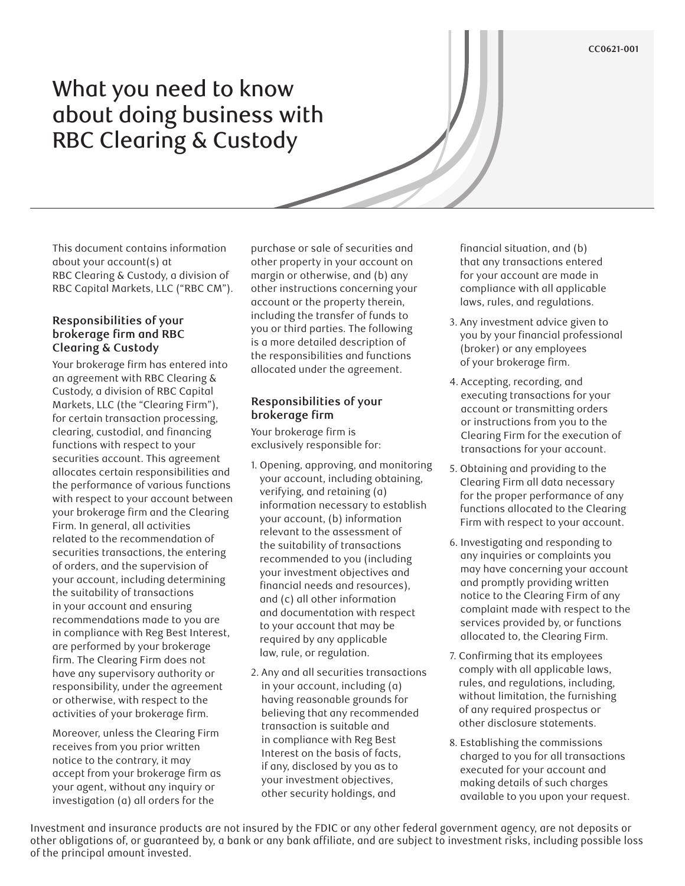# What you need to know about doing business with RBC Clearing & Custody

This document contains information about your account(s) at RBC Clearing & Custody, a division of RBC Capital Markets, LLC ("RBC CM").

## Responsibilities of your brokerage firm and RBC Clearing & Custody

Your brokerage firm has entered into an agreement with RBC Clearing & Custody, a division of RBC Capital Markets, LLC (the "Clearing Firm"), for certain transaction processing, clearing, custodial, and financing functions with respect to your securities account. This agreement allocates certain responsibilities and the performance of various functions with respect to your account between your brokerage firm and the Clearing Firm. In general, all activities related to the recommendation of securities transactions, the entering of orders, and the supervision of your account, including determining the suitability of transactions in your account and ensuring recommendations made to you are in compliance with Reg Best Interest, are performed by your brokerage firm. The Clearing Firm does not have any supervisory authority or responsibility, under the agreement or otherwise, with respect to the activities of your brokerage firm.

Moreover, unless the Clearing Firm receives from you prior written notice to the contrary, it may accept from your brokerage firm as your agent, without any inquiry or investigation (a) all orders for the purchase or sale of securities and other property in your account on margin or otherwise, and (b) any other instructions concerning your account or the property therein, including the transfer of funds to you or third parties. The following is a more detailed description of the responsibilities and functions allocated under the agreement.

## Responsibilities of your brokerage firm

Your brokerage firm is exclusively responsible for:

1. Opening, approving, and monitoring your account, including obtaining, verifying, and retaining (a) information necessary to establish your account, (b) information relevant to the assessment of the suitability of transactions recommended to you (including your investment objectives and financial needs and resources), and (c) all other information and documentation with respect to your account that may be required by any applicable law, rule, or regulation.
2. Any and all securities transactions in your account, including (a) having reasonable grounds for believing that any recommended transaction is suitable and in compliance with Reg Best Interest on the basis of facts, if any, disclosed by you as to your investment objectives, other security holdings, and financial situation, and (b) that any transactions entered for your account are made in compliance with all applicable laws, rules, and regulations.
3. Any investment advice given to you by your financial professional (broker) or any employees of your brokerage firm.
4. Accepting, recording, and executing transactions for your account or transmitting orders or instructions from you to the Clearing Firm for the execution of transactions for your account.
5. Obtaining and providing to the Clearing Firm all data necessary for the proper performance of any functions allocated to the Clearing Firm with respect to your account.
6. Investigating and responding to any inquiries or complaints you may have concerning your account and promptly providing written notice to the Clearing Firm of any complaint made with respect to the services provided by, or functions allocated to, the Clearing Firm.
7. Confirming that its employees comply with all applicable laws, rules, and regulations, including, without limitation, the furnishing of any required prospectus or other disclosure statements.
8. Establishing the commissions charged to you for all transactions executed for your account and making details of such charges available to you upon your request.

Investment and insurance products are not insured by the FDIC or any other federal government agency, are not deposits or other obligations of, or guaranteed by, a bank or any bank affiliate, and are subject to investment risks, including possible loss of the principal amount invested.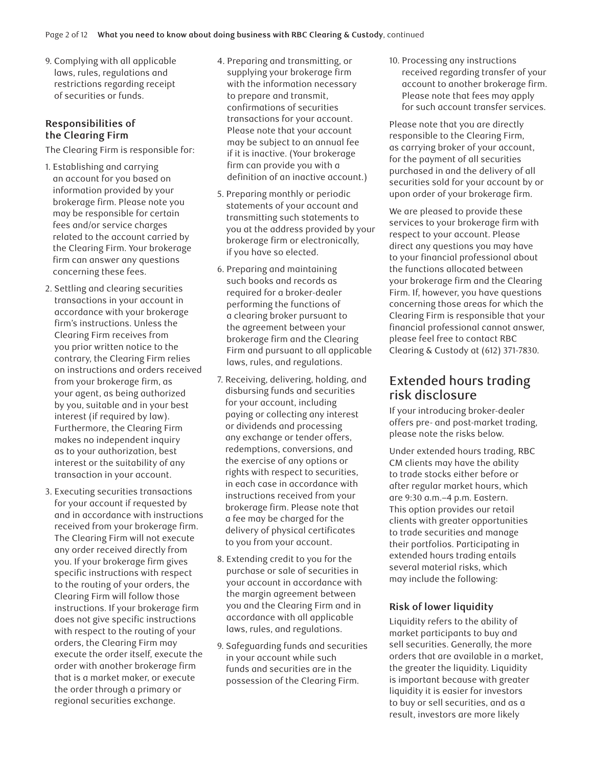9. Complying with all applicable laws, rules, regulations and restrictions regarding receipt of securities or funds.

### Responsibilities of the Clearing Firm

The Clearing Firm is responsible for:

1. Establishing and carrying an account for you based on information provided by your brokerage firm. Please note you may be responsible for certain fees and/or service charges related to the account carried by the Clearing Firm. Your brokerage firm can answer any questions concerning these fees.
2. Settling and clearing securities transactions in your account in accordance with your brokerage firm's instructions. Unless the Clearing Firm receives from you prior written notice to the contrary, the Clearing Firm relies on instructions and orders received from your brokerage firm, as your agent, as being authorized by you, suitable and in your best interest (if required by law). Furthermore, the Clearing Firm makes no independent inquiry as to your authorization, best interest or the suitability of any transaction in your account.
3. Executing securities transactions for your account if requested by and in accordance with instructions received from your brokerage firm. The Clearing Firm will not execute any order received directly from you. If your brokerage firm gives specific instructions with respect to the routing of your orders, the Clearing Firm will follow those instructions. If your brokerage firm does not give specific instructions with respect to the routing of your orders, the Clearing Firm may execute the order itself, execute the order with another brokerage firm that is a market maker, or execute the order through a primary or regional securities exchange.
4. Preparing and transmitting, or supplying your brokerage firm with the information necessary to prepare and transmit, confirmations of securities transactions for your account. Please note that your account may be subject to an annual fee if it is inactive. (Your brokerage firm can provide you with a definition of an inactive account.)
5. Preparing monthly or periodic statements of your account and transmitting such statements to you at the address provided by your brokerage firm or electronically, if you have so elected.
6. Preparing and maintaining such books and records as required for a broker-dealer performing the functions of a clearing broker pursuant to the agreement between your brokerage firm and the Clearing Firm and pursuant to all applicable laws, rules, and regulations.
7. Receiving, delivering, holding, and disbursing funds and securities for your account, including paying or collecting any interest or dividends and processing any exchange or tender offers, redemptions, conversions, and the exercise of any options or rights with respect to securities, in each case in accordance with instructions received from your brokerage firm. Please note that a fee may be charged for the delivery of physical certificates to you from your account.
8. Extending credit to you for the purchase or sale of securities in your account in accordance with the margin agreement between you and the Clearing Firm and in accordance with all applicable laws, rules, and regulations.
9. Safeguarding funds and securities in your account while such funds and securities are in the possession of the Clearing Firm.
10. Processing any instructions received regarding transfer of your account to another brokerage firm. Please note that fees may apply for such account transfer services.

Please note that you are directly responsible to the Clearing Firm, as carrying broker of your account, for the payment of all securities purchased in and the delivery of all securities sold for your account by or upon order of your brokerage firm.

We are pleased to provide these services to your brokerage firm with respect to your account. Please direct any questions you may have to your financial professional about the functions allocated between your brokerage firm and the Clearing Firm. If, however, you have questions concerning those areas for which the Clearing Firm is responsible that your financial professional cannot answer, please feel free to contact RBC Clearing & Custody at (612) 371-7830.

## Extended hours trading risk disclosure

If your introducing broker-dealer offers pre- and post-market trading, please note the risks below.

Under extended hours trading, RBC CM clients may have the ability to trade stocks either before or after regular market hours, which are 9:30 a.m.–4 p.m. Eastern. This option provides our retail clients with greater opportunities to trade securities and manage their portfolios. Participating in extended hours trading entails several material risks, which may include the following:

### Risk of lower liquidity

Liquidity refers to the ability of market participants to buy and sell securities. Generally, the more orders that are available in a market, the greater the liquidity. Liquidity is important because with greater liquidity it is easier for investors to buy or sell securities, and as a result, investors are more likely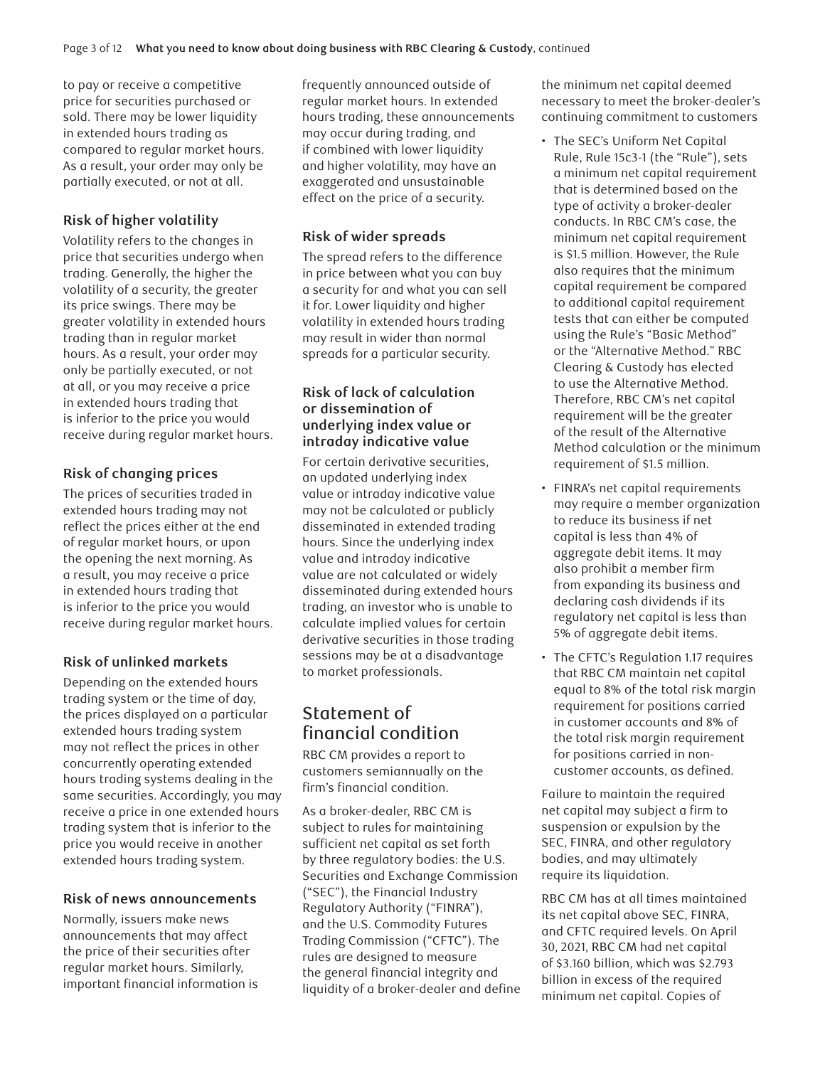to pay or receive a competitive price for securities purchased or sold. There may be lower liquidity in extended hours trading as compared to regular market hours. As a result, your order may only be partially executed, or not at all.

### Risk of higher volatility

Volatility refers to the changes in price that securities undergo when trading. Generally, the higher the volatility of a security, the greater its price swings. There may be greater volatility in extended hours trading than in regular market hours. As a result, your order may only be partially executed, or not at all, or you may receive a price in extended hours trading that is inferior to the price you would receive during regular market hours.

### Risk of changing prices

The prices of securities traded in extended hours trading may not reflect the prices either at the end of regular market hours, or upon the opening the next morning. As a result, you may receive a price in extended hours trading that is inferior to the price you would receive during regular market hours.

### Risk of unlinked markets

Depending on the extended hours trading system or the time of day, the prices displayed on a particular extended hours trading system may not reflect the prices in other concurrently operating extended hours trading systems dealing in the same securities. Accordingly, you may receive a price in one extended hours trading system that is inferior to the price you would receive in another extended hours trading system.

### Risk of news announcements

Normally, issuers make news announcements that may affect the price of their securities after regular market hours. Similarly, important financial information is frequently announced outside of regular market hours. In extended hours trading, these announcements may occur during trading, and if combined with lower liquidity and higher volatility, may have an exaggerated and unsustainable effect on the price of a security.

### Risk of wider spreads

The spread refers to the difference in price between what you can buy a security for and what you can sell it for. Lower liquidity and higher volatility in extended hours trading may result in wider than normal spreads for a particular security.

### Risk of lack of calculation or dissemination of underlying index value or intraday indicative value

For certain derivative securities, an updated underlying index value or intraday indicative value may not be calculated or publicly disseminated in extended trading hours. Since the underlying index value and intraday indicative value are not calculated or widely disseminated during extended hours trading, an investor who is unable to calculate implied values for certain derivative securities in those trading sessions may be at a disadvantage to market professionals.

## Statement of financial condition

RBC CM provides a report to customers semiannually on the firm's financial condition.

As a broker-dealer, RBC CM is subject to rules for maintaining sufficient net capital as set forth by three regulatory bodies: the U.S. Securities and Exchange Commission ("SEC"), the Financial Industry Regulatory Authority ("FINRA"), and the U.S. Commodity Futures Trading Commission ("CFTC"). The rules are designed to measure the general financial integrity and liquidity of a broker-dealer and define the minimum net capital deemed necessary to meet the broker-dealer's continuing commitment to customers

- The SEC's Uniform Net Capital Rule, Rule 15c3-1 (the "Rule"), sets a minimum net capital requirement that is determined based on the type of activity a broker-dealer conducts. In RBC CM's case, the minimum net capital requirement is $1.5 million. However, the Rule also requires that the minimum capital requirement be compared to additional capital requirement tests that can either be computed using the Rule's "Basic Method" or the "Alternative Method." RBC Clearing & Custody has elected to use the Alternative Method. Therefore, RBC CM's net capital requirement will be the greater of the result of the Alternative Method calculation or the minimum requirement of $1.5 million.
- FINRA's net capital requirements may require a member organization to reduce its business if net capital is less than 4% of aggregate debit items. It may also prohibit a member firm from expanding its business and declaring cash dividends if its regulatory net capital is less than 5% of aggregate debit items.
- The CFTC's Regulation 1.17 requires that RBC CM maintain net capital equal to 8% of the total risk margin requirement for positions carried in customer accounts and 8% of the total risk margin requirement for positions carried in non-customer accounts, as defined.

Failure to maintain the required net capital may subject a firm to suspension or expulsion by the SEC, FINRA, and other regulatory bodies, and may ultimately require its liquidation.

RBC CM has at all times maintained its net capital above SEC, FINRA, and CFTC required levels. On April 30, 2021, RBC CM had net capital of $3.160 billion, which was $2.793 billion in excess of the required minimum net capital. Copies of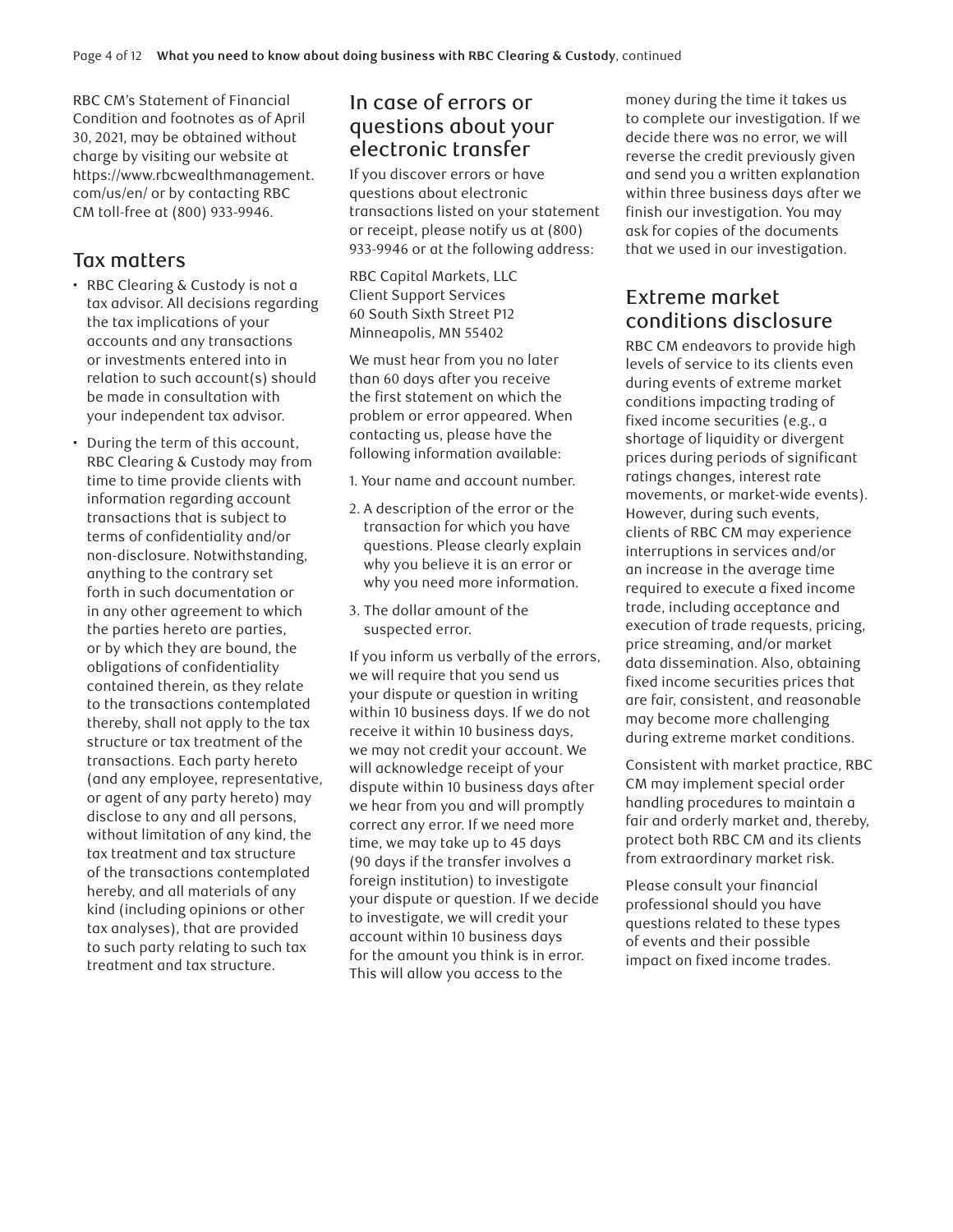RBC CM's Statement of Financial Condition and footnotes as of April 30, 2021, may be obtained without charge by visiting our website at https://www.rbcwealthmanagement.com/us/en/ or by contacting RBC CM toll-free at (800) 933-9946.

## Tax matters

- RBC Clearing & Custody is not a tax advisor. All decisions regarding the tax implications of your accounts and any transactions or investments entered into in relation to such account(s) should be made in consultation with your independent tax advisor.
- During the term of this account, RBC Clearing & Custody may from time to time provide clients with information regarding account transactions that is subject to terms of confidentiality and/or non-disclosure. Notwithstanding, anything to the contrary set forth in such documentation or in any other agreement to which the parties hereto are parties, or by which they are bound, the obligations of confidentiality contained therein, as they relate to the transactions contemplated thereby, shall not apply to the tax structure or tax treatment of the transactions. Each party hereto (and any employee, representative, or agent of any party hereto) may disclose to any and all persons, without limitation of any kind, the tax treatment and tax structure of the transactions contemplated hereby, and all materials of any kind (including opinions or other tax analyses), that are provided to such party relating to such tax treatment and tax structure.

## In case of errors or questions about your electronic transfer

If you discover errors or have questions about electronic transactions listed on your statement or receipt, please notify us at (800) 933-9946 or at the following address:

RBC Capital Markets, LLC
Client Support Services
60 South Sixth Street P12
Minneapolis, MN 55402

We must hear from you no later than 60 days after you receive the first statement on which the problem or error appeared. When contacting us, please have the following information available:

1. Your name and account number.
2. A description of the error or the transaction for which you have questions. Please clearly explain why you believe it is an error or why you need more information.
3. The dollar amount of the suspected error.

If you inform us verbally of the errors, we will require that you send us your dispute or question in writing within 10 business days. If we do not receive it within 10 business days, we may not credit your account. We will acknowledge receipt of your dispute within 10 business days after we hear from you and will promptly correct any error. If we need more time, we may take up to 45 days (90 days if the transfer involves a foreign institution) to investigate your dispute or question. If we decide to investigate, we will credit your account within 10 business days for the amount you think is in error. This will allow you access to the money during the time it takes us to complete our investigation. If we decide there was no error, we will reverse the credit previously given and send you a written explanation within three business days after we finish our investigation. You may ask for copies of the documents that we used in our investigation.

## Extreme market conditions disclosure

RBC CM endeavors to provide high levels of service to its clients even during events of extreme market conditions impacting trading of fixed income securities (e.g., a shortage of liquidity or divergent prices during periods of significant ratings changes, interest rate movements, or market-wide events). However, during such events, clients of RBC CM may experience interruptions in services and/or an increase in the average time required to execute a fixed income trade, including acceptance and execution of trade requests, pricing, price streaming, and/or market data dissemination. Also, obtaining fixed income securities prices that are fair, consistent, and reasonable may become more challenging during extreme market conditions.

Consistent with market practice, RBC CM may implement special order handling procedures to maintain a fair and orderly market and, thereby, protect both RBC CM and its clients from extraordinary market risk.

Please consult your financial professional should you have questions related to these types of events and their possible impact on fixed income trades.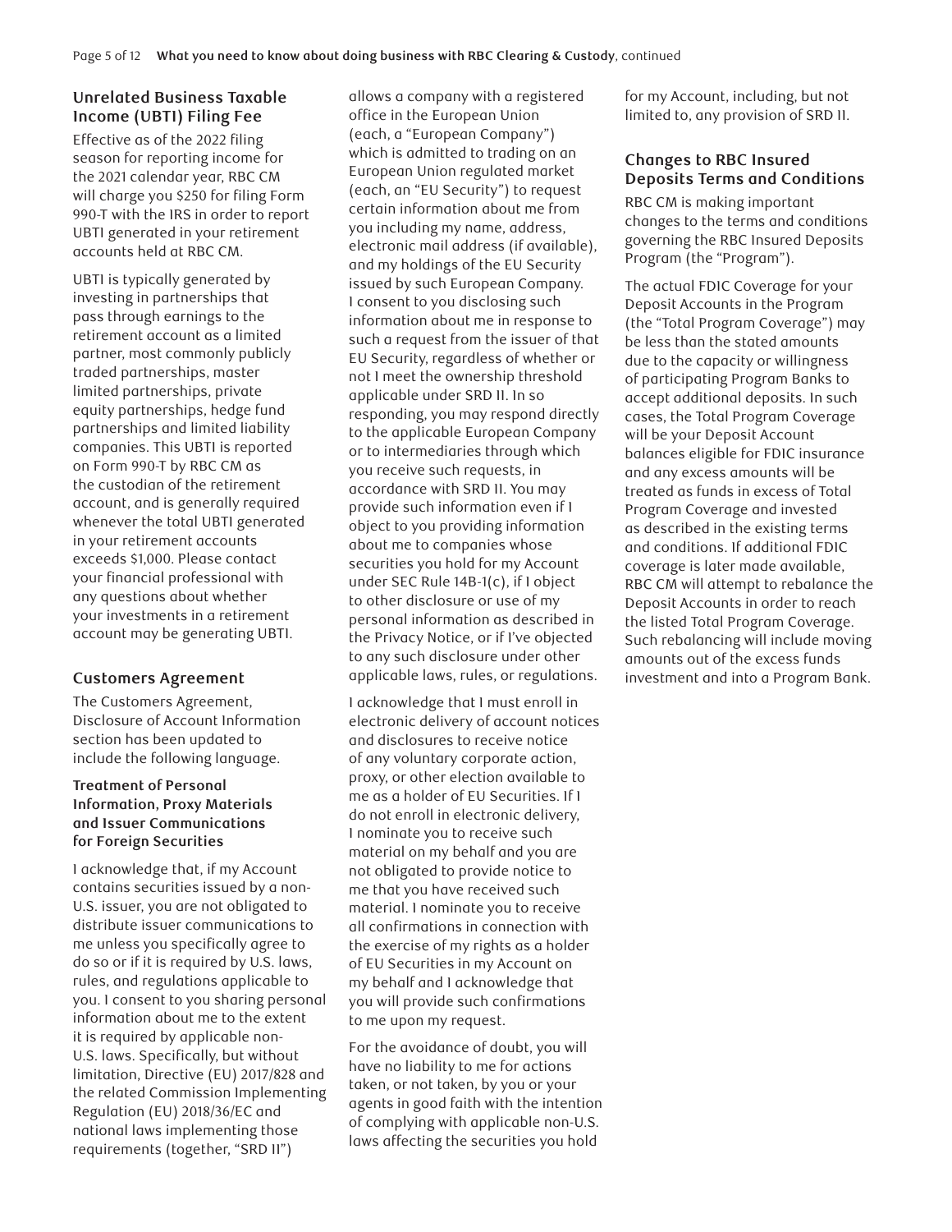## Unrelated Business Taxable Income (UBTI) Filing Fee

Effective as of the 2022 filing season for reporting income for the 2021 calendar year, RBC CM will charge you $250 for filing Form 990-T with the IRS in order to report UBTI generated in your retirement accounts held at RBC CM.

UBTI is typically generated by investing in partnerships that pass through earnings to the retirement account as a limited partner, most commonly publicly traded partnerships, master limited partnerships, private equity partnerships, hedge fund partnerships and limited liability companies. This UBTI is reported on Form 990-T by RBC CM as the custodian of the retirement account, and is generally required whenever the total UBTI generated in your retirement accounts exceeds $1,000. Please contact your financial professional with any questions about whether your investments in a retirement account may be generating UBTI.

## Customers Agreement

The Customers Agreement, Disclosure of Account Information section has been updated to include the following language.

### Treatment of Personal Information, Proxy Materials and Issuer Communications for Foreign Securities

I acknowledge that, if my Account contains securities issued by a non-U.S. issuer, you are not obligated to distribute issuer communications to me unless you specifically agree to do so or if it is required by U.S. laws, rules, and regulations applicable to you. I consent to you sharing personal information about me to the extent it is required by applicable non-U.S. laws. Specifically, but without limitation, Directive (EU) 2017/828 and the related Commission Implementing Regulation (EU) 2018/36/EC and national laws implementing those requirements (together, "SRD II") allows a company with a registered office in the European Union (each, a "European Company") which is admitted to trading on an European Union regulated market (each, an "EU Security") to request certain information about me from you including my name, address, electronic mail address (if available), and my holdings of the EU Security issued by such European Company. I consent to you disclosing such information about me in response to such a request from the issuer of that EU Security, regardless of whether or not I meet the ownership threshold applicable under SRD II. In so responding, you may respond directly to the applicable European Company or to intermediaries through which you receive such requests, in accordance with SRD II. You may provide such information even if I object to you providing information about me to companies whose securities you hold for my Account under SEC Rule 14B-1(c), if I object to other disclosure or use of my personal information as described in the Privacy Notice, or if I've objected to any such disclosure under other applicable laws, rules, or regulations.

I acknowledge that I must enroll in electronic delivery of account notices and disclosures to receive notice of any voluntary corporate action, proxy, or other election available to me as a holder of EU Securities. If I do not enroll in electronic delivery, I nominate you to receive such material on my behalf and you are not obligated to provide notice to me that you have received such material. I nominate you to receive all confirmations in connection with the exercise of my rights as a holder of EU Securities in my Account on my behalf and I acknowledge that you will provide such confirmations to me upon my request.

For the avoidance of doubt, you will have no liability to me for actions taken, or not taken, by you or your agents in good faith with the intention of complying with applicable non-U.S. laws affecting the securities you hold for my Account, including, but not limited to, any provision of SRD II.

## Changes to RBC Insured Deposits Terms and Conditions

RBC CM is making important changes to the terms and conditions governing the RBC Insured Deposits Program (the "Program").

The actual FDIC Coverage for your Deposit Accounts in the Program (the "Total Program Coverage") may be less than the stated amounts due to the capacity or willingness of participating Program Banks to accept additional deposits. In such cases, the Total Program Coverage will be your Deposit Account balances eligible for FDIC insurance and any excess amounts will be treated as funds in excess of Total Program Coverage and invested as described in the existing terms and conditions. If additional FDIC coverage is later made available, RBC CM will attempt to rebalance the Deposit Accounts in order to reach the listed Total Program Coverage. Such rebalancing will include moving amounts out of the excess funds investment and into a Program Bank.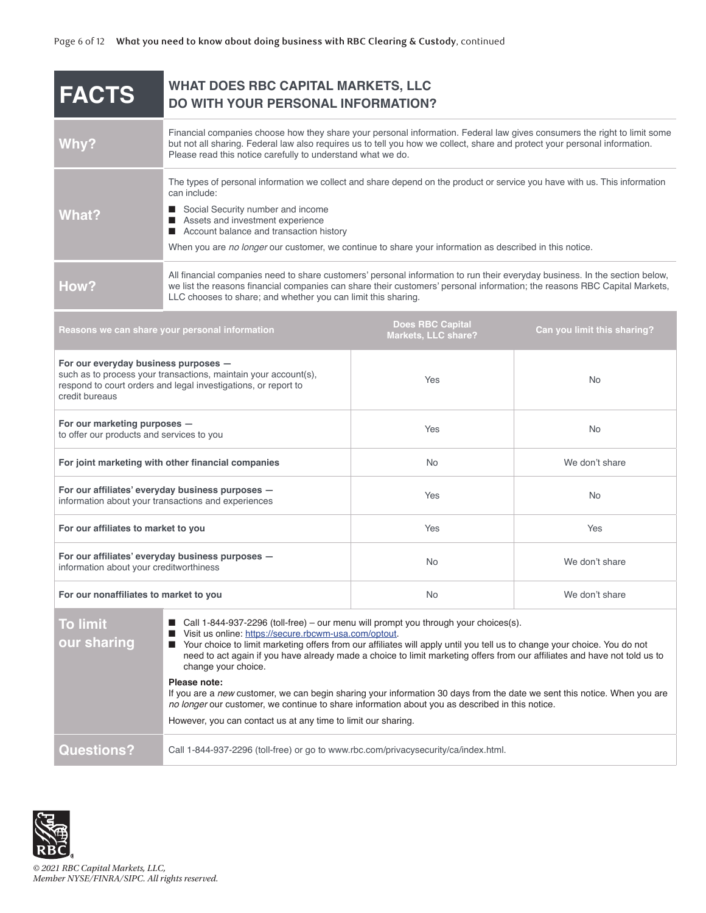# FACTS

## WHAT DOES RBC CAPITAL MARKETS, LLC DO WITH YOUR PERSONAL INFORMATION?

**Why?**

Financial companies choose how they share your personal information. Federal law gives consumers the right to limit some but not all sharing. Federal law also requires us to tell you how we collect, share and protect your personal information. Please read this notice carefully to understand what we do.

**What?**

The types of personal information we collect and share depend on the product or service you have with us. This information can include:

- Social Security number and income
- Assets and investment experience
- Account balance and transaction history

When you are *no longer* our customer, we continue to share your information as described in this notice.

**How?**

All financial companies need to share customers' personal information to run their everyday business. In the section below, we list the reasons financial companies can share their customers' personal information; the reasons RBC Capital Markets, LLC chooses to share; and whether you can limit this sharing.

| Reasons we can share your personal information | Does RBC Capital Markets, LLC share? | Can you limit this sharing? |
|---|---|---|
| **For our everyday business purposes —** such as to process your transactions, maintain your account(s), respond to court orders and legal investigations, or report to credit bureaus | Yes | No |
| **For our marketing purposes —** to offer our products and services to you | Yes | No |
| **For joint marketing with other financial companies** | No | We don't share |
| **For our affiliates' everyday business purposes —** information about your transactions and experiences | Yes | No |
| **For our affiliates to market to you** | Yes | Yes |
| **For our affiliates' everyday business purposes —** information about your creditworthiness | No | We don't share |
| **For our nonaffiliates to market to you** | No | We don't share |

**To limit our sharing**

- Call 1-844-937-2296 (toll-free) – our menu will prompt you through your choices(s).
- Visit us online: https://secure.rbcwm-usa.com/optout.
- Your choice to limit marketing offers from our affiliates will apply until you tell us to change your choice. You do not need to act again if you have already made a choice to limit marketing offers from our affiliates and have not told us to change your choice.

**Please note:**
If you are a *new* customer, we can begin sharing your information 30 days from the date we sent this notice. When you are *no longer* our customer, we continue to share information about you as described in this notice.

However, you can contact us at any time to limit our sharing.

**Questions?**

Call 1-844-937-2296 (toll-free) or go to www.rbc.com/privacysecurity/ca/index.html.

*© 2021 RBC Capital Markets, LLC, Member NYSE/FINRA/SIPC. All rights reserved.*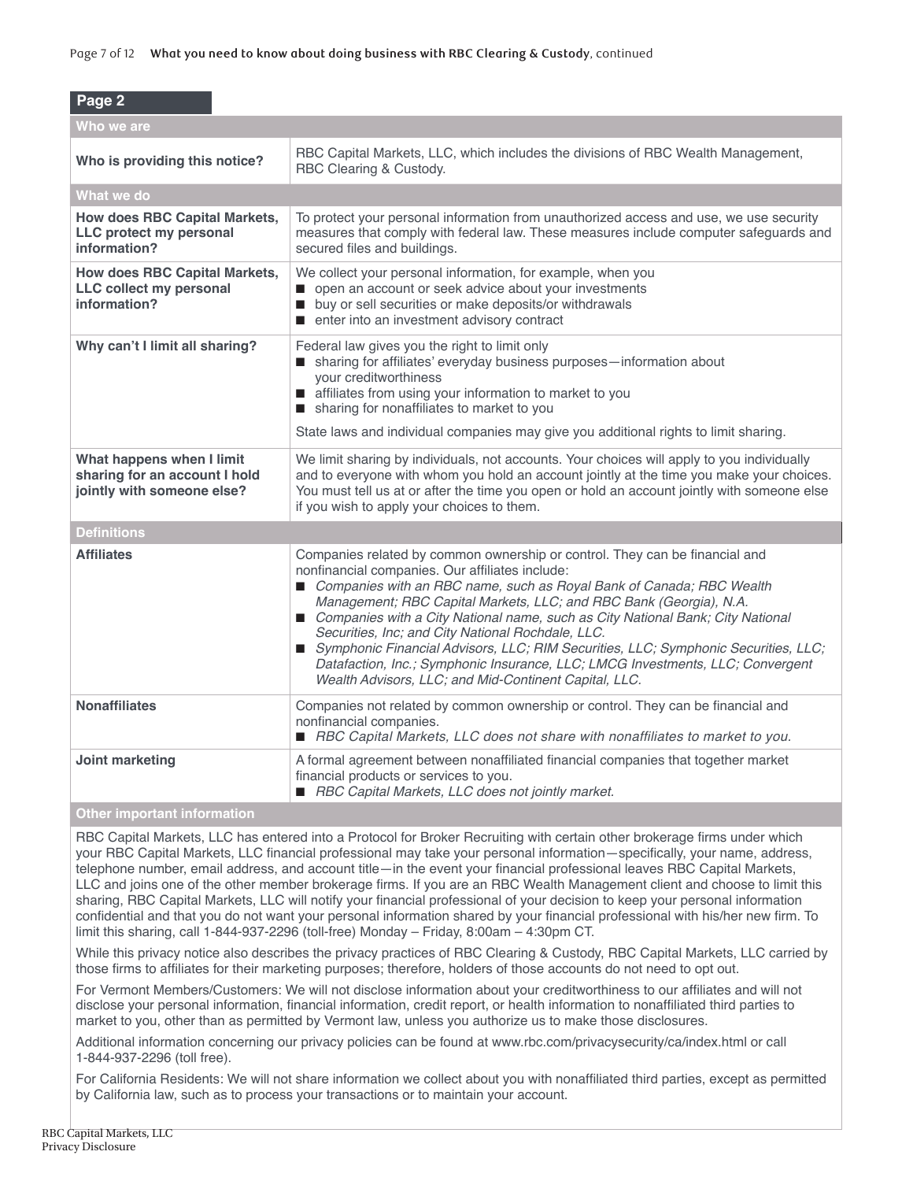## Page 2

| Who we are | |
|---|---|
| **Who is providing this notice?** | RBC Capital Markets, LLC, which includes the divisions of RBC Wealth Management, RBC Clearing & Custody. |
| **What we do** | |
| **How does RBC Capital Markets, LLC protect my personal information?** | To protect your personal information from unauthorized access and use, we use security measures that comply with federal law. These measures include computer safeguards and secured files and buildings. |
| **How does RBC Capital Markets, LLC collect my personal information?** | We collect your personal information, for example, when you<br>■ open an account or seek advice about your investments<br>■ buy or sell securities or make deposits/or withdrawals<br>■ enter into an investment advisory contract |
| **Why can't I limit all sharing?** | Federal law gives you the right to limit only<br>■ sharing for affiliates' everyday business purposes—information about your creditworthiness<br>■ affiliates from using your information to market to you<br>■ sharing for nonaffiliates to market to you<br><br>State laws and individual companies may give you additional rights to limit sharing. |
| **What happens when I limit sharing for an account I hold jointly with someone else?** | We limit sharing by individuals, not accounts. Your choices will apply to you individually and to everyone with whom you hold an account jointly at the time you make your choices. You must tell us at or after the time you open or hold an account jointly with someone else if you wish to apply your choices to them. |
| **Definitions** | |
| **Affiliates** | Companies related by common ownership or control. They can be financial and nonfinancial companies. Our affiliates include:<br>■ *Companies with an RBC name, such as Royal Bank of Canada; RBC Wealth Management; RBC Capital Markets, LLC; and RBC Bank (Georgia), N.A.*<br>■ *Companies with a City National name, such as City National Bank; City National Securities, Inc; and City National Rochdale, LLC.*<br>■ *Symphonic Financial Advisors, LLC; RIM Securities, LLC; Symphonic Securities, LLC; Datafaction, Inc.; Symphonic Insurance, LLC; LMCG Investments, LLC; Convergent Wealth Advisors, LLC; and Mid-Continent Capital, LLC.* |
| **Nonaffiliates** | Companies not related by common ownership or control. They can be financial and nonfinancial companies.<br>■ *RBC Capital Markets, LLC does not share with nonaffiliates to market to you.* |
| **Joint marketing** | A formal agreement between nonaffiliated financial companies that together market financial products or services to you.<br>■ *RBC Capital Markets, LLC does not jointly market.* |

### Other important information

RBC Capital Markets, LLC has entered into a Protocol for Broker Recruiting with certain other brokerage firms under which your RBC Capital Markets, LLC financial professional may take your personal information—specifically, your name, address, telephone number, email address, and account title—in the event your financial professional leaves RBC Capital Markets, LLC and joins one of the other member brokerage firms. If you are an RBC Wealth Management client and choose to limit this sharing, RBC Capital Markets, LLC will notify your financial professional of your decision to keep your personal information confidential and that you do not want your personal information shared by your financial professional with his/her new firm. To limit this sharing, call 1-844-937-2296 (toll-free) Monday – Friday, 8:00am – 4:30pm CT.

While this privacy notice also describes the privacy practices of RBC Clearing & Custody, RBC Capital Markets, LLC carried by those firms to affiliates for their marketing purposes; therefore, holders of those accounts do not need to opt out.

For Vermont Members/Customers: We will not disclose information about your creditworthiness to our affiliates and will not disclose your personal information, financial information, credit report, or health information to nonaffiliated third parties to market to you, other than as permitted by Vermont law, unless you authorize us to make those disclosures.

Additional information concerning our privacy policies can be found at www.rbc.com/privacysecurity/ca/index.html or call 1-844-937-2296 (toll free).

For California Residents: We will not share information we collect about you with nonaffiliated third parties, except as permitted by California law, such as to process your transactions or to maintain your account.

RBC Capital Markets, LLC
Privacy Disclosure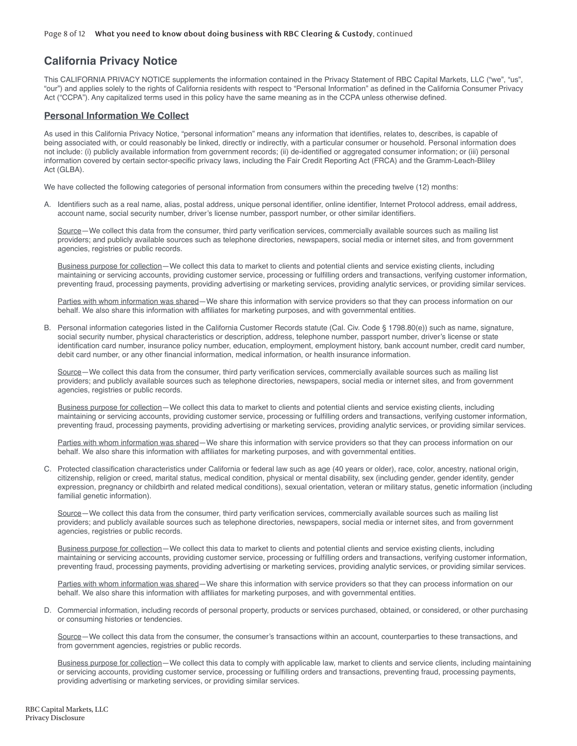## California Privacy Notice

This CALIFORNIA PRIVACY NOTICE supplements the information contained in the Privacy Statement of RBC Capital Markets, LLC ("we", "us", "our") and applies solely to the rights of California residents with respect to "Personal Information" as defined in the California Consumer Privacy Act ("CCPA"). Any capitalized terms used in this policy have the same meaning as in the CCPA unless otherwise defined.

### Personal Information We Collect

As used in this California Privacy Notice, "personal information" means any information that identifies, relates to, describes, is capable of being associated with, or could reasonably be linked, directly or indirectly, with a particular consumer or household. Personal information does not include: (i) publicly available information from government records; (ii) de-identified or aggregated consumer information; or (iii) personal information covered by certain sector-specific privacy laws, including the Fair Credit Reporting Act (FRCA) and the Gramm-Leach-Bliley Act (GLBA).

We have collected the following categories of personal information from consumers within the preceding twelve (12) months:

A. Identifiers such as a real name, alias, postal address, unique personal identifier, online identifier, Internet Protocol address, email address, account name, social security number, driver's license number, passport number, or other similar identifiers.

   Source—We collect this data from the consumer, third party verification services, commercially available sources such as mailing list providers; and publicly available sources such as telephone directories, newspapers, social media or internet sites, and from government agencies, registries or public records.

   Business purpose for collection—We collect this data to market to clients and potential clients and service existing clients, including maintaining or servicing accounts, providing customer service, processing or fulfilling orders and transactions, verifying customer information, preventing fraud, processing payments, providing advertising or marketing services, providing analytic services, or providing similar services.

   Parties with whom information was shared—We share this information with service providers so that they can process information on our behalf. We also share this information with affiliates for marketing purposes, and with governmental entities.

B. Personal information categories listed in the California Customer Records statute (Cal. Civ. Code § 1798.80(e)) such as name, signature, social security number, physical characteristics or description, address, telephone number, passport number, driver's license or state identification card number, insurance policy number, education, employment, employment history, bank account number, credit card number, debit card number, or any other financial information, medical information, or health insurance information.

   Source—We collect this data from the consumer, third party verification services, commercially available sources such as mailing list providers; and publicly available sources such as telephone directories, newspapers, social media or internet sites, and from government agencies, registries or public records.

   Business purpose for collection—We collect this data to market to clients and potential clients and service existing clients, including maintaining or servicing accounts, providing customer service, processing or fulfilling orders and transactions, verifying customer information, preventing fraud, processing payments, providing advertising or marketing services, providing analytic services, or providing similar services.

   Parties with whom information was shared—We share this information with service providers so that they can process information on our behalf. We also share this information with affiliates for marketing purposes, and with governmental entities.

C. Protected classification characteristics under California or federal law such as age (40 years or older), race, color, ancestry, national origin, citizenship, religion or creed, marital status, medical condition, physical or mental disability, sex (including gender, gender identity, gender expression, pregnancy or childbirth and related medical conditions), sexual orientation, veteran or military status, genetic information (including familial genetic information).

   Source—We collect this data from the consumer, third party verification services, commercially available sources such as mailing list providers; and publicly available sources such as telephone directories, newspapers, social media or internet sites, and from government agencies, registries or public records.

   Business purpose for collection—We collect this data to market to clients and potential clients and service existing clients, including maintaining or servicing accounts, providing customer service, processing or fulfilling orders and transactions, verifying customer information, preventing fraud, processing payments, providing advertising or marketing services, providing analytic services, or providing similar services.

   Parties with whom information was shared—We share this information with service providers so that they can process information on our behalf. We also share this information with affiliates for marketing purposes, and with governmental entities.

D. Commercial information, including records of personal property, products or services purchased, obtained, or considered, or other purchasing or consuming histories or tendencies.

   Source—We collect this data from the consumer, the consumer's transactions within an account, counterparties to these transactions, and from government agencies, registries or public records.

   Business purpose for collection—We collect this data to comply with applicable law, market to clients and service clients, including maintaining or servicing accounts, providing customer service, processing or fulfilling orders and transactions, preventing fraud, processing payments, providing advertising or marketing services, or providing similar services.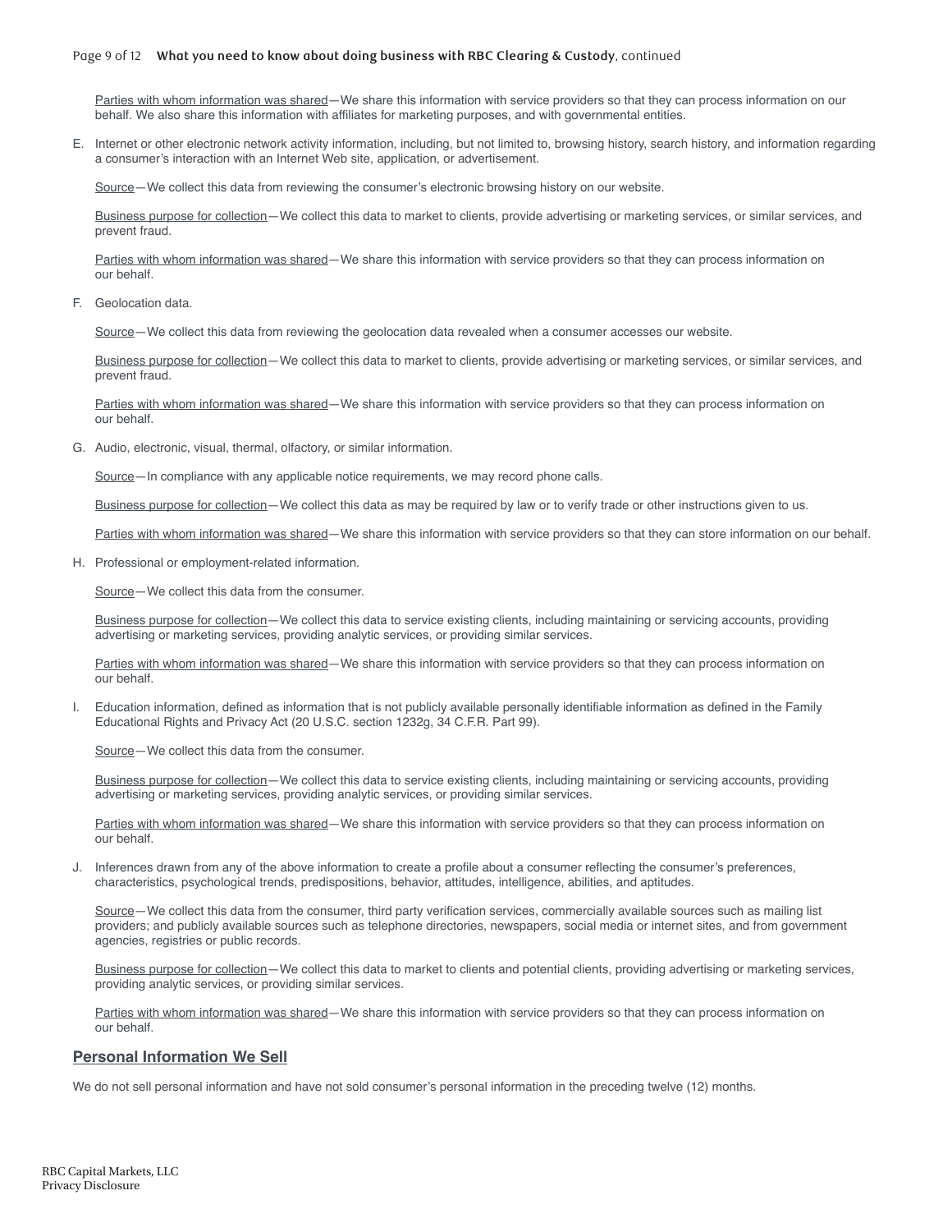Parties with whom information was shared—We share this information with service providers so that they can process information on our behalf. We also share this information with affiliates for marketing purposes, and with governmental entities.

E. Internet or other electronic network activity information, including, but not limited to, browsing history, search history, and information regarding a consumer's interaction with an Internet Web site, application, or advertisement.

   Source—We collect this data from reviewing the consumer's electronic browsing history on our website.

   Business purpose for collection—We collect this data to market to clients, provide advertising or marketing services, or similar services, and prevent fraud.

   Parties with whom information was shared—We share this information with service providers so that they can process information on our behalf.

F. Geolocation data.

   Source—We collect this data from reviewing the geolocation data revealed when a consumer accesses our website.

   Business purpose for collection—We collect this data to market to clients, provide advertising or marketing services, or similar services, and prevent fraud.

   Parties with whom information was shared—We share this information with service providers so that they can process information on our behalf.

G. Audio, electronic, visual, thermal, olfactory, or similar information.

   Source—In compliance with any applicable notice requirements, we may record phone calls.

   Business purpose for collection—We collect this data as may be required by law or to verify trade or other instructions given to us.

   Parties with whom information was shared—We share this information with service providers so that they can store information on our behalf.

H. Professional or employment-related information.

   Source—We collect this data from the consumer.

   Business purpose for collection—We collect this data to service existing clients, including maintaining or servicing accounts, providing advertising or marketing services, providing analytic services, or providing similar services.

   Parties with whom information was shared—We share this information with service providers so that they can process information on our behalf.

I. Education information, defined as information that is not publicly available personally identifiable information as defined in the Family Educational Rights and Privacy Act (20 U.S.C. section 1232g, 34 C.F.R. Part 99).

   Source—We collect this data from the consumer.

   Business purpose for collection—We collect this data to service existing clients, including maintaining or servicing accounts, providing advertising or marketing services, providing analytic services, or providing similar services.

   Parties with whom information was shared—We share this information with service providers so that they can process information on our behalf.

J. Inferences drawn from any of the above information to create a profile about a consumer reflecting the consumer's preferences, characteristics, psychological trends, predispositions, behavior, attitudes, intelligence, abilities, and aptitudes.

   Source—We collect this data from the consumer, third party verification services, commercially available sources such as mailing list providers; and publicly available sources such as telephone directories, newspapers, social media or internet sites, and from government agencies, registries or public records.

   Business purpose for collection—We collect this data to market to clients and potential clients, providing advertising or marketing services, providing analytic services, or providing similar services.

   Parties with whom information was shared—We share this information with service providers so that they can process information on our behalf.

## Personal Information We Sell

We do not sell personal information and have not sold consumer's personal information in the preceding twelve (12) months.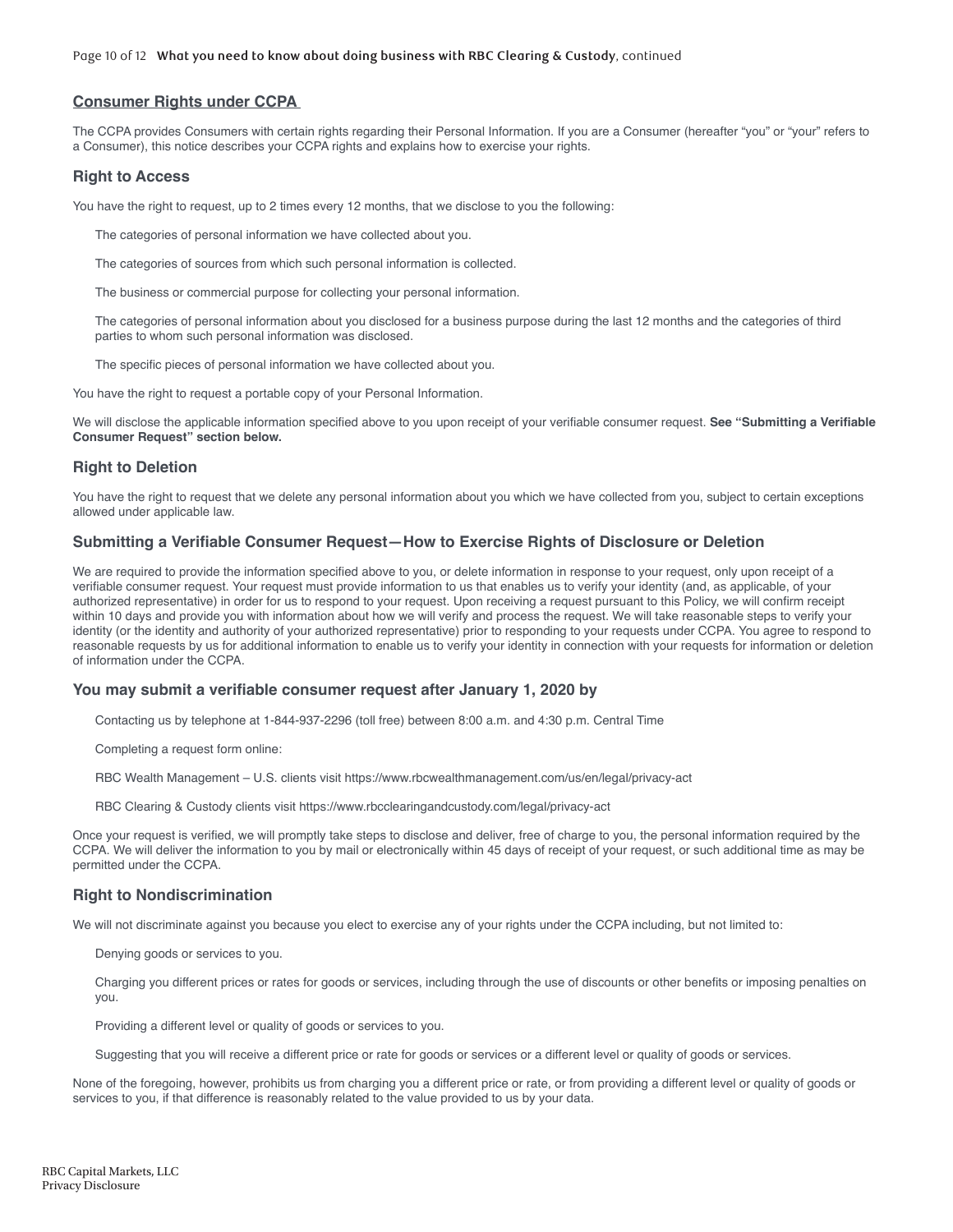## Consumer Rights under CCPA

The CCPA provides Consumers with certain rights regarding their Personal Information. If you are a Consumer (hereafter "you" or "your" refers to a Consumer), this notice describes your CCPA rights and explains how to exercise your rights.

### Right to Access

You have the right to request, up to 2 times every 12 months, that we disclose to you the following:

- The categories of personal information we have collected about you.
- The categories of sources from which such personal information is collected.
- The business or commercial purpose for collecting your personal information.
- The categories of personal information about you disclosed for a business purpose during the last 12 months and the categories of third parties to whom such personal information was disclosed.
- The specific pieces of personal information we have collected about you.

You have the right to request a portable copy of your Personal Information.

We will disclose the applicable information specified above to you upon receipt of your verifiable consumer request. **See "Submitting a Verifiable Consumer Request" section below.**

### Right to Deletion

You have the right to request that we delete any personal information about you which we have collected from you, subject to certain exceptions allowed under applicable law.

### Submitting a Verifiable Consumer Request—How to Exercise Rights of Disclosure or Deletion

We are required to provide the information specified above to you, or delete information in response to your request, only upon receipt of a verifiable consumer request. Your request must provide information to us that enables us to verify your identity (and, as applicable, of your authorized representative) in order for us to respond to your request. Upon receiving a request pursuant to this Policy, we will confirm receipt within 10 days and provide you with information about how we will verify and process the request. We will take reasonable steps to verify your identity (or the identity and authority of your authorized representative) prior to responding to your requests under CCPA. You agree to respond to reasonable requests by us for additional information to enable us to verify your identity in connection with your requests for information or deletion of information under the CCPA.

### You may submit a verifiable consumer request after January 1, 2020 by

- Contacting us by telephone at 1-844-937-2296 (toll free) between 8:00 a.m. and 4:30 p.m. Central Time
- Completing a request form online:
  - RBC Wealth Management – U.S. clients visit https://www.rbcwealthmanagement.com/us/en/legal/privacy-act
  - RBC Clearing & Custody clients visit https://www.rbcclearingandcustody.com/legal/privacy-act

Once your request is verified, we will promptly take steps to disclose and deliver, free of charge to you, the personal information required by the CCPA. We will deliver the information to you by mail or electronically within 45 days of receipt of your request, or such additional time as may be permitted under the CCPA.

### Right to Nondiscrimination

We will not discriminate against you because you elect to exercise any of your rights under the CCPA including, but not limited to:

- Denying goods or services to you.
- Charging you different prices or rates for goods or services, including through the use of discounts or other benefits or imposing penalties on you.
- Providing a different level or quality of goods or services to you.
- Suggesting that you will receive a different price or rate for goods or services or a different level or quality of goods or services.

None of the foregoing, however, prohibits us from charging you a different price or rate, or from providing a different level or quality of goods or services to you, if that difference is reasonably related to the value provided to us by your data.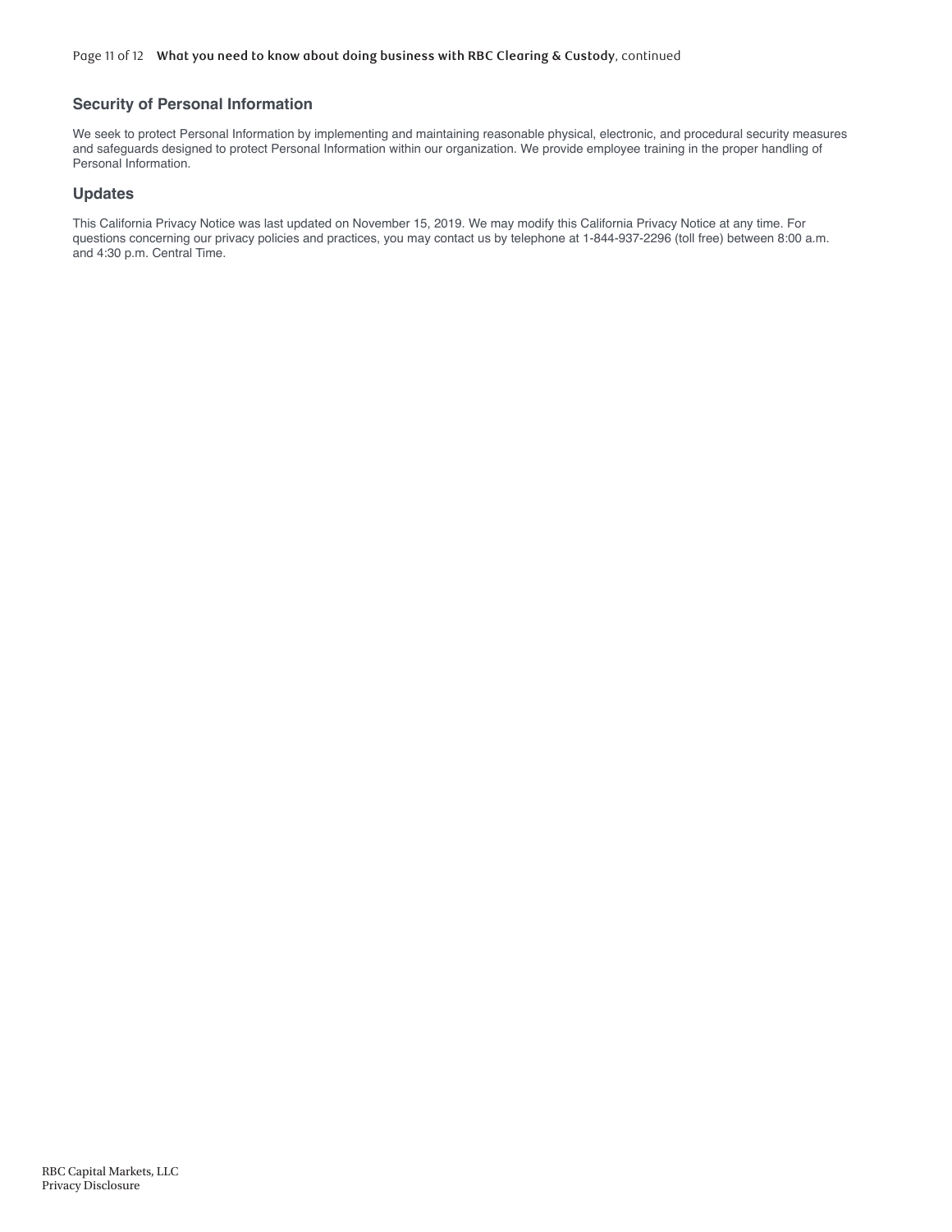## Security of Personal Information

We seek to protect Personal Information by implementing and maintaining reasonable physical, electronic, and procedural security measures and safeguards designed to protect Personal Information within our organization. We provide employee training in the proper handling of Personal Information.

## Updates

This California Privacy Notice was last updated on November 15, 2019. We may modify this California Privacy Notice at any time. For questions concerning our privacy policies and practices, you may contact us by telephone at 1-844-937-2296 (toll free) between 8:00 a.m. and 4:30 p.m. Central Time.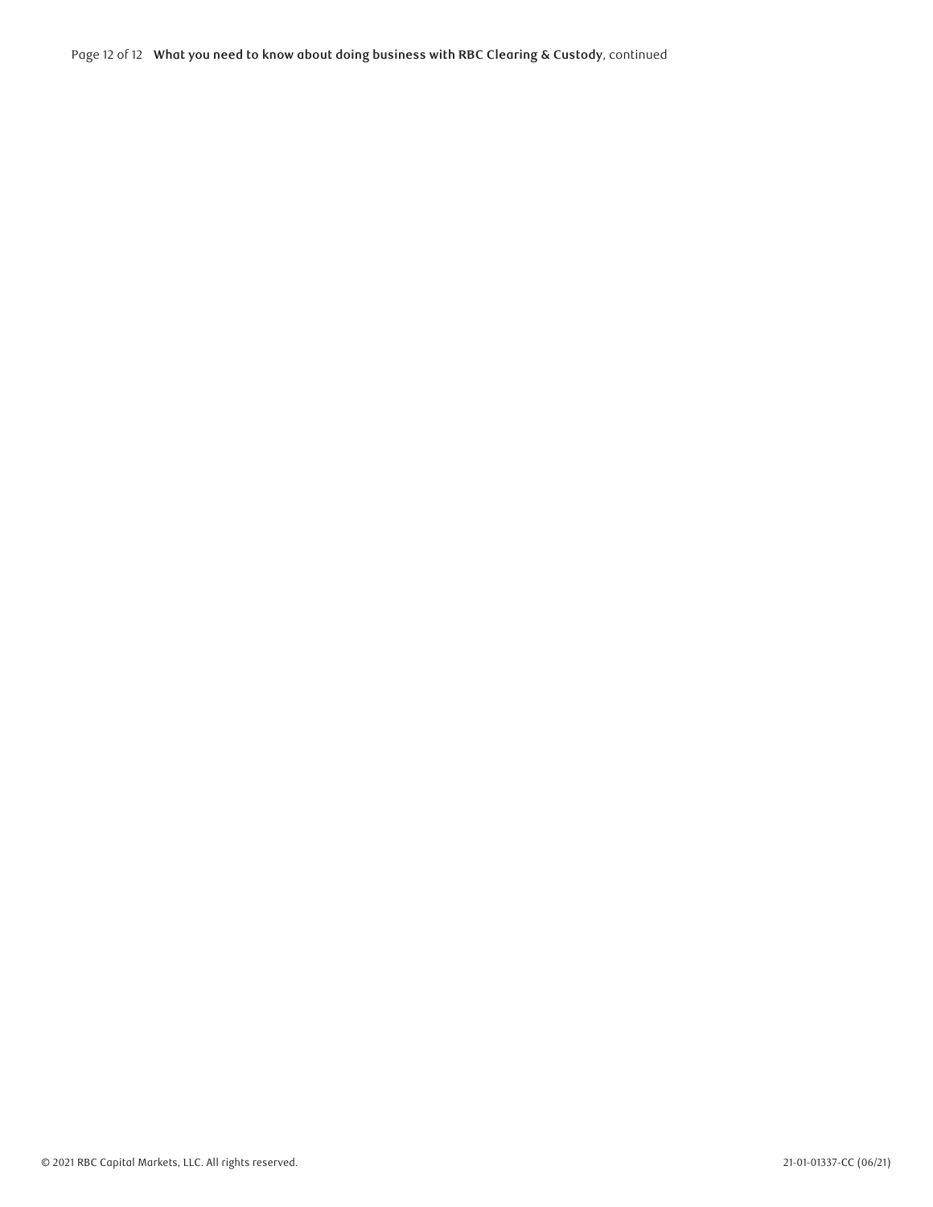© 2021 RBC Capital Markets, LLC. All rights reserved.

21-01-01337-CC (06/21)